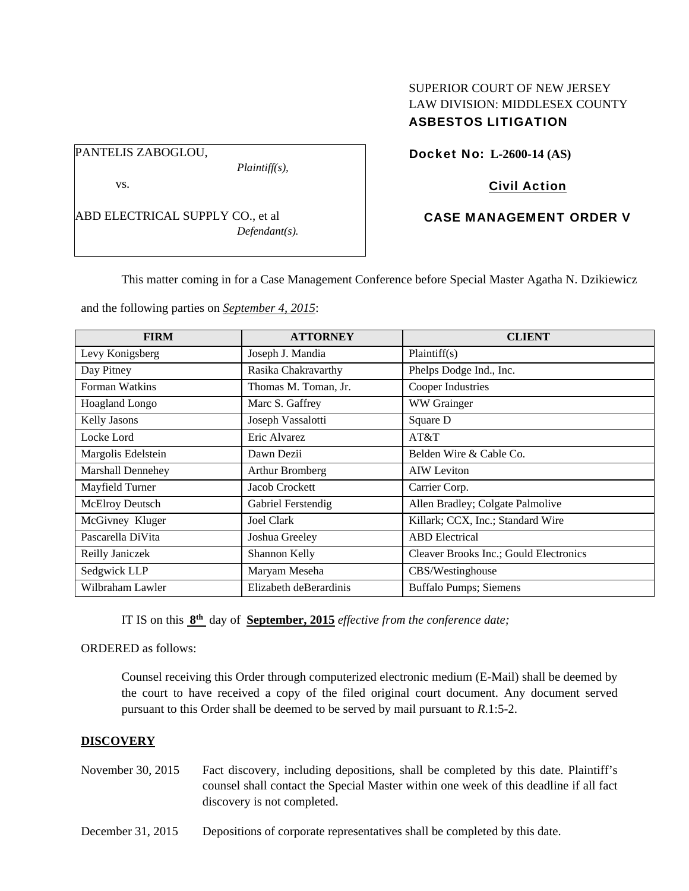SUPERIOR COURT OF NEW JERSEY
LAW DIVISION: MIDDLESEX COUNTY
**ASBESTOS LITIGATION**

PANTELIS ZABOGLOU,
*Plaintiff(s),*

vs.

ABD ELECTRICAL SUPPLY CO., et al
*Defendant(s).*

**Docket No: L-2600-14 (AS)**

**Civil Action**

**CASE MANAGEMENT ORDER V**

This matter coming in for a Case Management Conference before Special Master Agatha N. Dzikiewicz and the following parties on ***September 4, 2015***:

| FIRM | ATTORNEY | CLIENT |
|---|---|---|
| Levy Konigsberg | Joseph J. Mandia | Plaintiff(s) |
| Day Pitney | Rasika Chakravarthy | Phelps Dodge Ind., Inc. |
| Forman Watkins | Thomas M. Toman, Jr. | Cooper Industries |
| Hoagland Longo | Marc S. Gaffrey | WW Grainger |
| Kelly Jasons | Joseph Vassalotti | Square D |
| Locke Lord | Eric Alvarez | AT&T |
| Margolis Edelstein | Dawn Dezii | Belden Wire & Cable Co. |
| Marshall Dennehey | Arthur Bromberg | AIW Leviton |
| Mayfield Turner | Jacob Crockett | Carrier Corp. |
| McElroy Deutsch | Gabriel Ferstendig | Allen Bradley; Colgate Palmolive |
| McGivney Kluger | Joel Clark | Killark; CCX, Inc.; Standard Wire |
| Pascarella DiVita | Joshua Greeley | ABD Electrical |
| Reilly Janiczek | Shannon Kelly | Cleaver Brooks Inc.; Gould Electronics |
| Sedgwick LLP | Maryam Meseha | CBS/Westinghouse |
| Wilbraham Lawler | Elizabeth deBerardinis | Buffalo Pumps; Siemens |

IT IS on this **8th** day of **September, 2015** *effective from the conference date;*

ORDERED as follows:

Counsel receiving this Order through computerized electronic medium (E-Mail) shall be deemed by the court to have received a copy of the filed original court document. Any document served pursuant to this Order shall be deemed to be served by mail pursuant to *R*.1:5-2.

**DISCOVERY**

November 30, 2015 Fact discovery, including depositions, shall be completed by this date. Plaintiff's counsel shall contact the Special Master within one week of this deadline if all fact discovery is not completed.

December 31, 2015 Depositions of corporate representatives shall be completed by this date.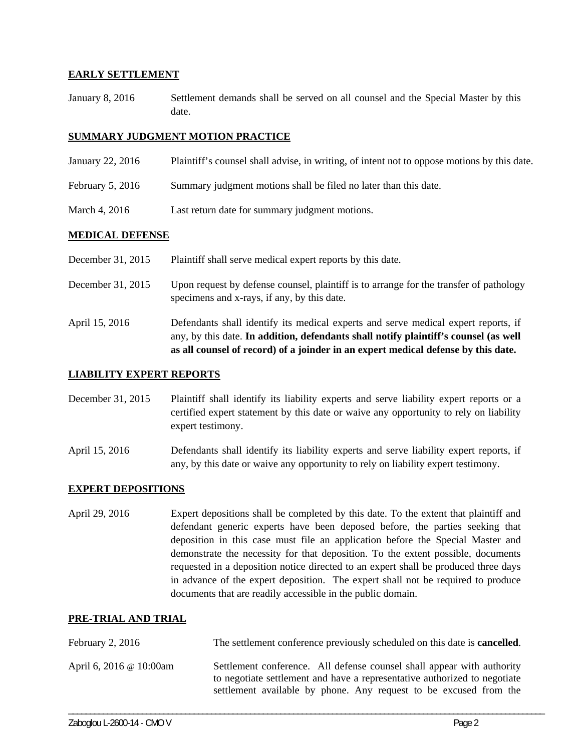**EARLY SETTLEMENT**

| | |
|---|---|
| January 8, 2016 | Settlement demands shall be served on all counsel and the Special Master by this date. |

**SUMMARY JUDGMENT MOTION PRACTICE**

| | |
|---|---|
| January 22, 2016 | Plaintiff's counsel shall advise, in writing, of intent not to oppose motions by this date. |
| February 5, 2016 | Summary judgment motions shall be filed no later than this date. |
| March 4, 2016 | Last return date for summary judgment motions. |

**MEDICAL DEFENSE**

| | |
|---|---|
| December 31, 2015 | Plaintiff shall serve medical expert reports by this date. |
| December 31, 2015 | Upon request by defense counsel, plaintiff is to arrange for the transfer of pathology specimens and x-rays, if any, by this date. |
| April 15, 2016 | Defendants shall identify its medical experts and serve medical expert reports, if any, by this date. **In addition, defendants shall notify plaintiff's counsel (as well as all counsel of record) of a joinder in an expert medical defense by this date.** |

**LIABILITY EXPERT REPORTS**

| | |
|---|---|
| December 31, 2015 | Plaintiff shall identify its liability experts and serve liability expert reports or a certified expert statement by this date or waive any opportunity to rely on liability expert testimony. |
| April 15, 2016 | Defendants shall identify its liability experts and serve liability expert reports, if any, by this date or waive any opportunity to rely on liability expert testimony. |

**EXPERT DEPOSITIONS**

| | |
|---|---|
| April 29, 2016 | Expert depositions shall be completed by this date. To the extent that plaintiff and defendant generic experts have been deposed before, the parties seeking that deposition in this case must file an application before the Special Master and demonstrate the necessity for that deposition. To the extent possible, documents requested in a deposition notice directed to an expert shall be produced three days in advance of the expert deposition. The expert shall not be required to produce documents that are readily accessible in the public domain. |

**PRE-TRIAL AND TRIAL**

| | |
|---|---|
| February 2, 2016 | The settlement conference previously scheduled on this date is **cancelled**. |
| April 6, 2016 @ 10:00am | Settlement conference. All defense counsel shall appear with authority to negotiate settlement and have a representative authorized to negotiate settlement available by phone. Any request to be excused from the |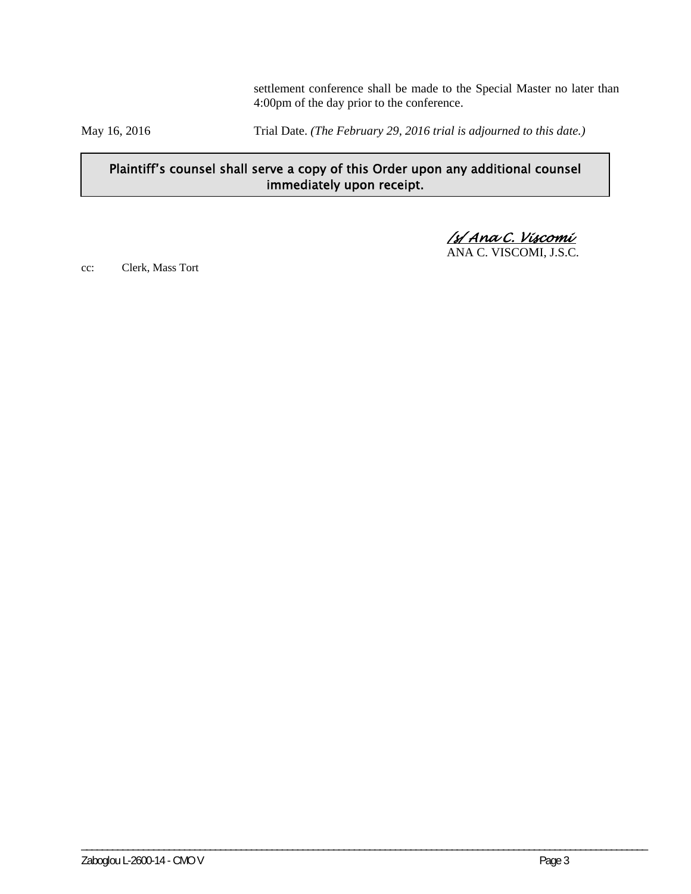settlement conference shall be made to the Special Master no later than 4:00pm of the day prior to the conference.

| | |
|---|---|
| May 16, 2016 | Trial Date. *(The February 29, 2016 trial is adjourned to this date.)* |

**Plaintiff's counsel shall serve a copy of this Order upon any additional counsel immediately upon receipt.**

*/s/ Ana C. Viscomi*
ANA C. VISCOMI, J.S.C.

cc: Clerk, Mass Tort